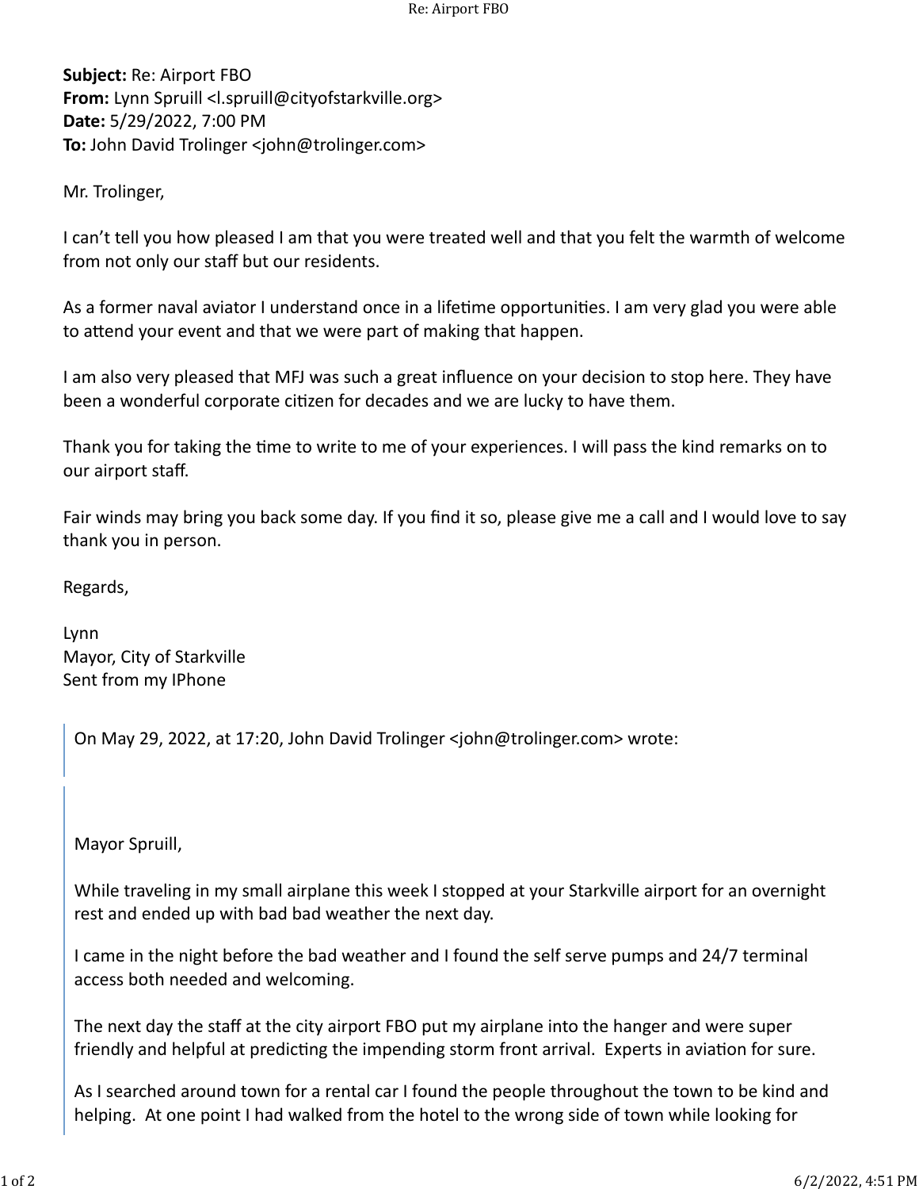**Subject:** Re: Airport FBO
**From:** Lynn Spruill <l.spruill@cityofstarkville.org>
**Date:** 5/29/2022, 7:00 PM
**To:** John David Trolinger <john@trolinger.com>

Mr. Trolinger,

I can't tell you how pleased I am that you were treated well and that you felt the warmth of welcome from not only our staff but our residents.

As a former naval aviator I understand once in a lifetime opportunities. I am very glad you were able to attend your event and that we were part of making that happen.

I am also very pleased that MFJ was such a great influence on your decision to stop here. They have been a wonderful corporate citizen for decades and we are lucky to have them.

Thank you for taking the time to write to me of your experiences. I will pass the kind remarks on to our airport staff.

Fair winds may bring you back some day. If you find it so, please give me a call and I would love to say thank you in person.

Regards,

Lynn
Mayor, City of Starkville
Sent from my IPhone

> On May 29, 2022, at 17:20, John David Trolinger <john@trolinger.com> wrote:

> Mayor Spruill,
>
> While traveling in my small airplane this week I stopped at your Starkville airport for an overnight rest and ended up with bad bad weather the next day.
>
> I came in the night before the bad weather and I found the self serve pumps and 24/7 terminal access both needed and welcoming.
>
> The next day the staff at the city airport FBO put my airplane into the hanger and were super friendly and helpful at predicting the impending storm front arrival. Experts in aviation for sure.
>
> As I searched around town for a rental car I found the people throughout the town to be kind and helping. At one point I had walked from the hotel to the wrong side of town while looking for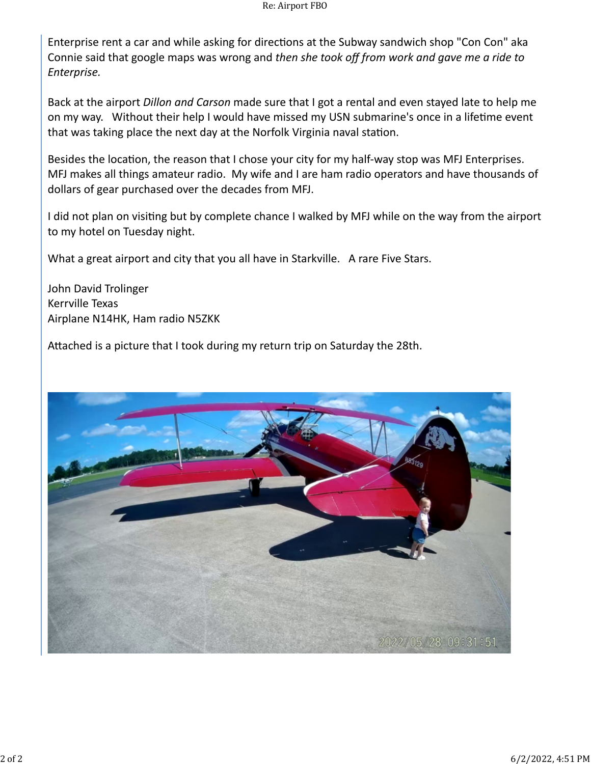Enterprise rent a car and while asking for directions at the Subway sandwich shop "Con Con" aka Connie said that google maps was wrong and *then she took off from work and gave me a ride to Enterprise.*

Back at the airport *Dillon and Carson* made sure that I got a rental and even stayed late to help me on my way. Without their help I would have missed my USN submarine's once in a lifetime event that was taking place the next day at the Norfolk Virginia naval station.

Besides the location, the reason that I chose your city for my half-way stop was MFJ Enterprises. MFJ makes all things amateur radio. My wife and I are ham radio operators and have thousands of dollars of gear purchased over the decades from MFJ.

I did not plan on visiting but by complete chance I walked by MFJ while on the way from the airport to my hotel on Tuesday night.

What a great airport and city that you all have in Starkville. A rare Five Stars.

John David Trolinger
Kerrville Texas
Airplane N14HK, Ham radio N5ZKK

Attached is a picture that I took during my return trip on Saturday the 28th.